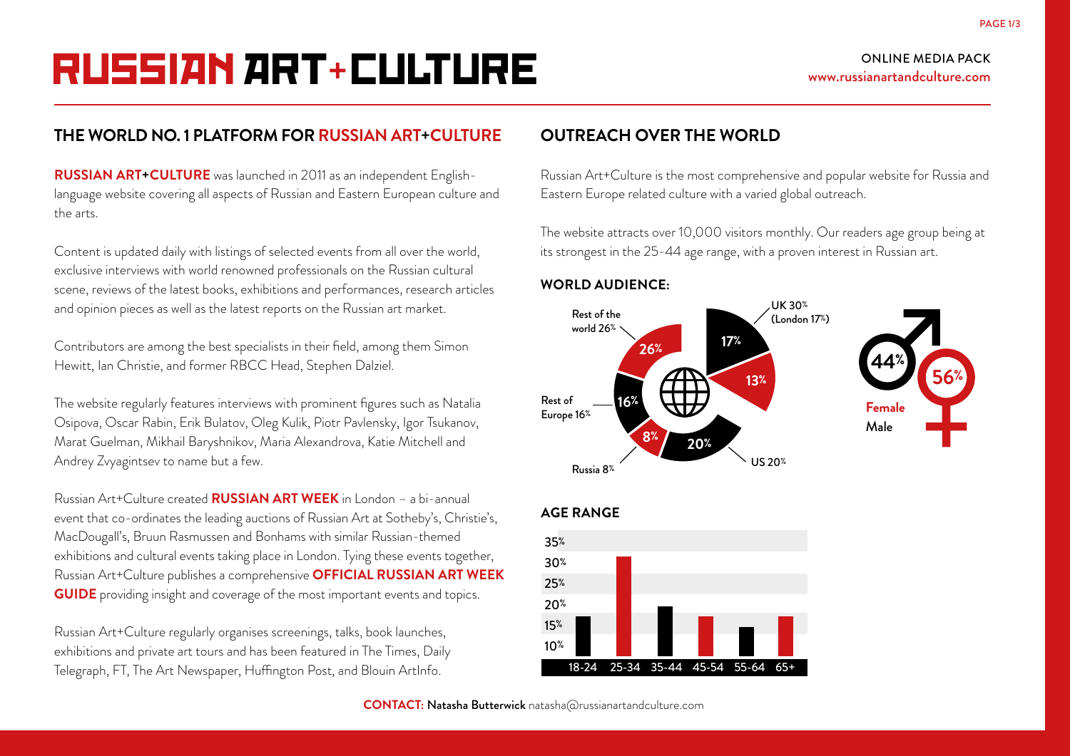# RUSSIAN ART+CULTURE

ONLINE MEDIA PACK
www.russianartandculture.com

## THE WORLD NO. 1 PLATFORM FOR RUSSIAN ART+CULTURE

**RUSSIAN ART+CULTURE** was launched in 2011 as an independent English-language website covering all aspects of Russian and Eastern European culture and the arts.

Content is updated daily with listings of selected events from all over the world, exclusive interviews with world renowned professionals on the Russian cultural scene, reviews of the latest books, exhibitions and performances, research articles and opinion pieces as well as the latest reports on the Russian art market.

Contributors are among the best specialists in their field, among them Simon Hewitt, Ian Christie, and former RBCC Head, Stephen Dalziel.

The website regularly features interviews with prominent figures such as Natalia Osipova, Oscar Rabin, Erik Bulatov, Oleg Kulik, Piotr Pavlensky, Igor Tsukanov, Marat Guelman, Mikhail Baryshnikov, Maria Alexandrova, Katie Mitchell and Andrey Zvyagintsev to name but a few.

Russian Art+Culture created **RUSSIAN ART WEEK** in London – a bi-annual event that co-ordinates the leading auctions of Russian Art at Sotheby's, Christie's, MacDougall's, Bruun Rasmussen and Bonhams with similar Russian-themed exhibitions and cultural events taking place in London. Tying these events together, Russian Art+Culture publishes a comprehensive **OFFICIAL RUSSIAN ART WEEK GUIDE** providing insight and coverage of the most important events and topics.

Russian Art+Culture regularly organises screenings, talks, book launches, exhibitions and private art tours and has been featured in The Times, Daily Telegraph, FT, The Art Newspaper, Huffington Post, and Blouin ArtInfo.

## OUTREACH OVER THE WORLD

Russian Art+Culture is the most comprehensive and popular website for Russia and Eastern Europe related culture with a varied global outreach.

The website attracts over 10,000 visitors monthly. Our readers age group being at its strongest in the 25-44 age range, with a proven interest in Russian art.

### WORLD AUDIENCE:

- UK 30% (London 17%)
- US 20%
- Russia 8%
- Rest of Europe 16%
- Rest of the world 26%

- Female 56%
- Male 44%

### AGE RANGE

Age groups: 18-24, 25-34, 35-44, 45-54, 55-64, 65+

**CONTACT:** **Natasha Butterwick** natasha@russianartandculture.com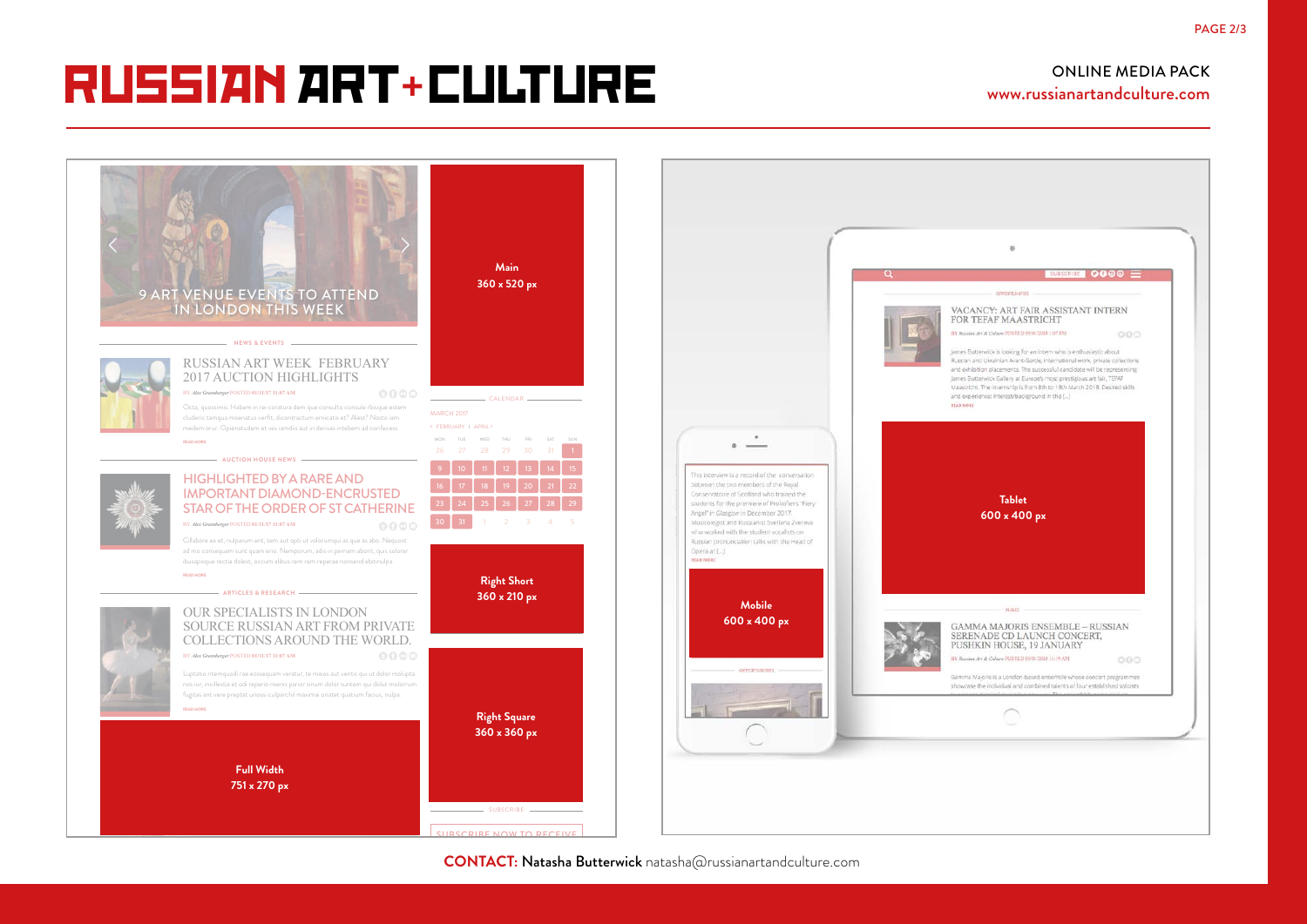# RUSSIAN ART + CULTURE

ONLINE MEDIA PACK
www.russianartandculture.com

9 ART VENUE EVENTS TO ATTEND IN LONDON THIS WEEK

NEWS & EVENTS

RUSSIAN ART WEEK FEBRUARY 2017 AUCTION HIGHLIGHTS

AUCTION HOUSE NEWS

HIGHLIGHTED BY A RARE AND IMPORTANT DIAMOND-ENCRUSTED STAR OF THE ORDER OF ST CATHERINE

ARTICLES & RESEARCH

OUR SPECIALISTS IN LONDON SOURCE RUSSIAN ART FROM PRIVATE COLLECTIONS AROUND THE WORLD.

**Main**
**360 x 520 px**

CALENDAR

**Right Short**
**360 x 210 px**

**Right Square**
**360 x 360 px**

**Full Width**
**751 x 270 px**

SUBSCRIBE

SUBSCRIBE NOW TO RECEIVE

VACANCY: ART FAIR ASSISTANT INTERN FOR TEFAF MAASTRICHT

**Tablet**
**600 x 400 px**

GAMMA MAJORIS ENSEMBLE – RUSSIAN SERENADE CD LAUNCH CONCERT, PUSHKIN HOUSE, 19 JANUARY

**Mobile**
**600 x 400 px**

**CONTACT: Natasha Butterwick** natasha@russianartandculture.com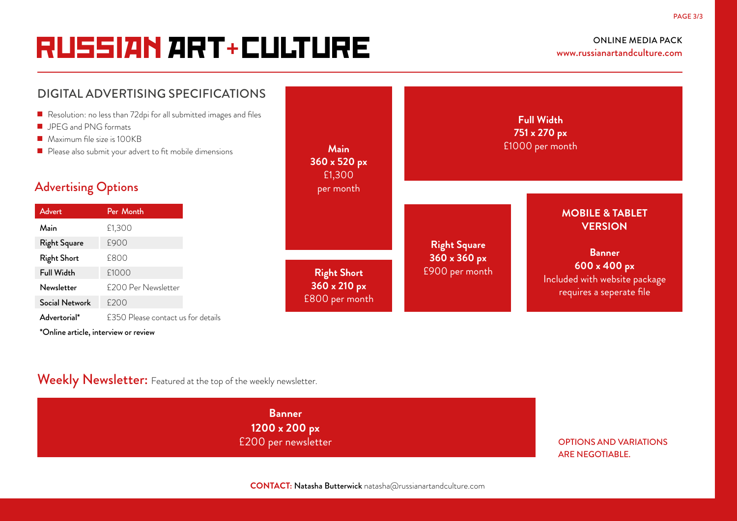# RUSSIAN ART+CULTURE

ONLINE MEDIA PACK
www.russianartandculture.com

## DIGITAL ADVERTISING SPECIFICATIONS

- Resolution: no less than 72dpi for all submitted images and files
- JPEG and PNG formats
- Maximum file size is 100KB
- Please also submit your advert to fit mobile dimensions

### Advertising Options

| Advert | Per Month |
| --- | --- |
| Main | £1,300 |
| Right Square | £900 |
| Right Short | £800 |
| Full Width | £1000 |
| Newsletter | £200 Per Newsletter |
| Social Network | £200 |
| Advertorial* | £350 Please contact us for details |

*Online article, interview or review

**Main**
**360 x 520 px**
£1,300
per month

**Full Width**
**751 x 270 px**
£1000 per month

**Right Short**
**360 x 210 px**
£800 per month

**Right Square**
**360 x 360 px**
£900 per month

**MOBILE & TABLET VERSION**

**Banner**
**600 x 400 px**
Included with website package
requires a seperate file

## Weekly Newsletter: Featured at the top of the weekly newsletter.

**Banner**
**1200 x 200 px**
£200 per newsletter

OPTIONS AND VARIATIONS ARE NEGOTIABLE.

**CONTACT:** **Natasha Butterwick** natasha@russianartandculture.com